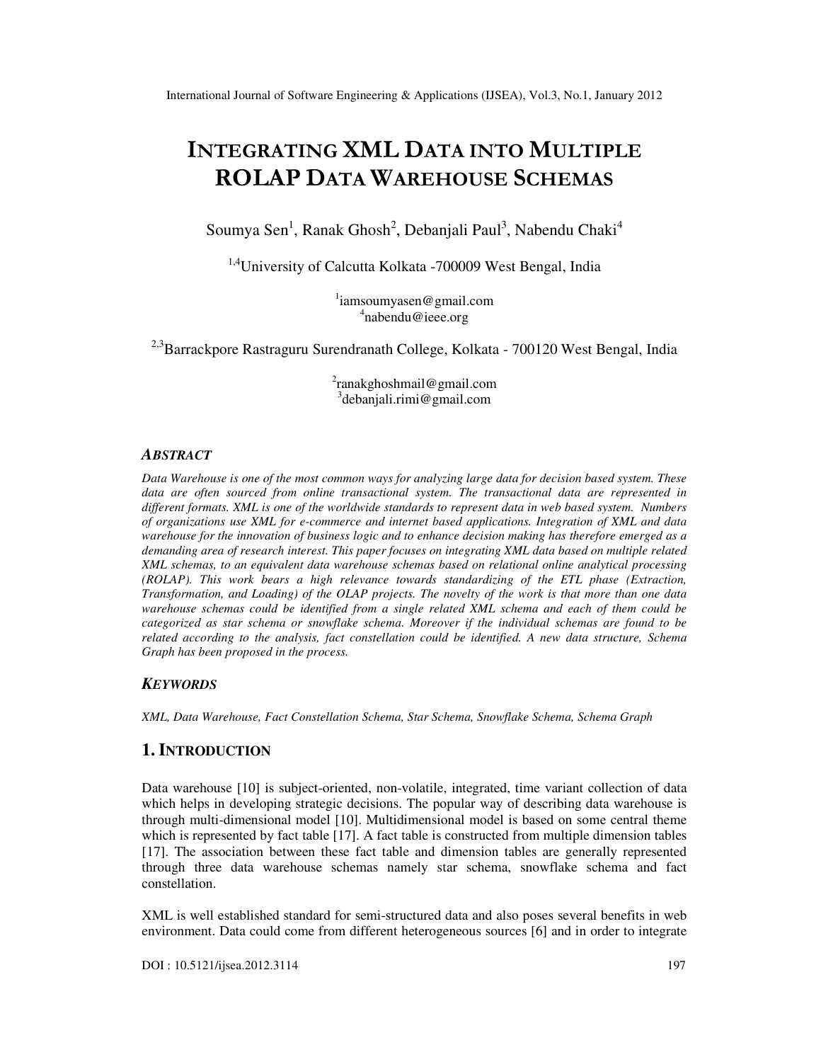# INTEGRATING XML DATA INTO MULTIPLE ROLAP DATA WAREHOUSE SCHEMAS

Soumya Sen[1], Ranak Ghosh[2], Debanjali Paul[3], Nabendu Chaki[4]

[1,4]University of Calcutta Kolkata -700009 West Bengal, India

[1]iamsoumyasen@gmail.com
[4]nabendu@ieee.org

[2,3]Barrackpore Rastraguru Surendranath College, Kolkata - 700120 West Bengal, India

[2]ranakghoshmail@gmail.com
[3]debanjali.rimi@gmail.com

## ABSTRACT

*Data Warehouse is one of the most common ways for analyzing large data for decision based system. These data are often sourced from online transactional system. The transactional data are represented in different formats. XML is one of the worldwide standards to represent data in web based system. Numbers of organizations use XML for e-commerce and internet based applications. Integration of XML and data warehouse for the innovation of business logic and to enhance decision making has therefore emerged as a demanding area of research interest. This paper focuses on integrating XML data based on multiple related XML schemas, to an equivalent data warehouse schemas based on relational online analytical processing (ROLAP). This work bears a high relevance towards standardizing of the ETL phase (Extraction, Transformation, and Loading) of the OLAP projects. The novelty of the work is that more than one data warehouse schemas could be identified from a single related XML schema and each of them could be categorized as star schema or snowflake schema. Moreover if the individual schemas are found to be related according to the analysis, fact constellation could be identified. A new data structure, Schema Graph has been proposed in the process.*

## KEYWORDS

*XML, Data Warehouse, Fact Constellation Schema, Star Schema, Snowflake Schema, Schema Graph*

## 1. INTRODUCTION

Data warehouse [10] is subject-oriented, non-volatile, integrated, time variant collection of data which helps in developing strategic decisions. The popular way of describing data warehouse is through multi-dimensional model [10]. Multidimensional model is based on some central theme which is represented by fact table [17]. A fact table is constructed from multiple dimension tables [17]. The association between these fact table and dimension tables are generally represented through three data warehouse schemas namely star schema, snowflake schema and fact constellation.

XML is well established standard for semi-structured data and also poses several benefits in web environment. Data could come from different heterogeneous sources [6] and in order to integrate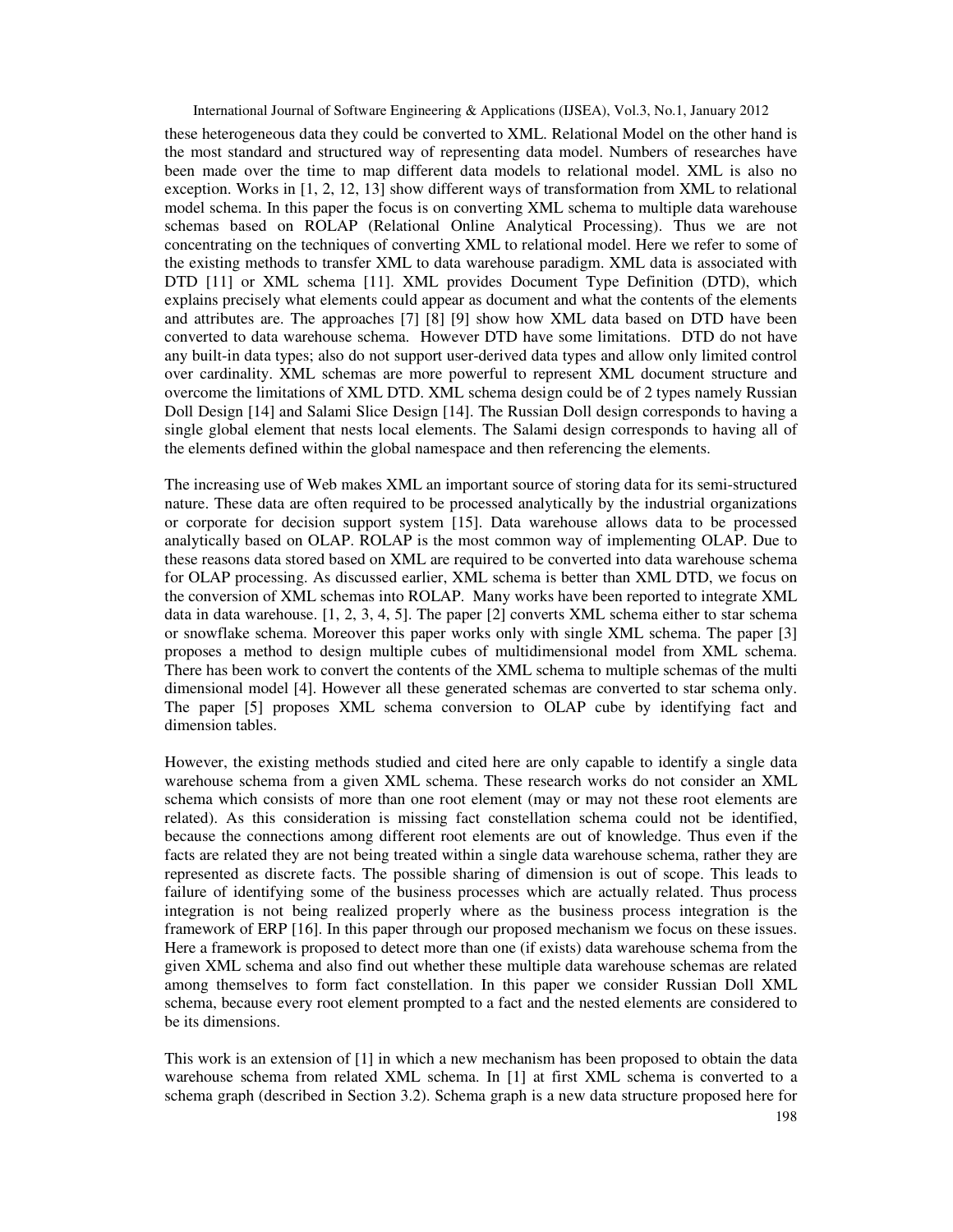these heterogeneous data they could be converted to XML. Relational Model on the other hand is the most standard and structured way of representing data model. Numbers of researches have been made over the time to map different data models to relational model. XML is also no exception. Works in [1, 2, 12, 13] show different ways of transformation from XML to relational model schema. In this paper the focus is on converting XML schema to multiple data warehouse schemas based on ROLAP (Relational Online Analytical Processing). Thus we are not concentrating on the techniques of converting XML to relational model. Here we refer to some of the existing methods to transfer XML to data warehouse paradigm. XML data is associated with DTD [11] or XML schema [11]. XML provides Document Type Definition (DTD), which explains precisely what elements could appear as document and what the contents of the elements and attributes are. The approaches [7] [8] [9] show how XML data based on DTD have been converted to data warehouse schema. However DTD have some limitations. DTD do not have any built-in data types; also do not support user-derived data types and allow only limited control over cardinality. XML schemas are more powerful to represent XML document structure and overcome the limitations of XML DTD. XML schema design could be of 2 types namely Russian Doll Design [14] and Salami Slice Design [14]. The Russian Doll design corresponds to having a single global element that nests local elements. The Salami design corresponds to having all of the elements defined within the global namespace and then referencing the elements.

The increasing use of Web makes XML an important source of storing data for its semi-structured nature. These data are often required to be processed analytically by the industrial organizations or corporate for decision support system [15]. Data warehouse allows data to be processed analytically based on OLAP. ROLAP is the most common way of implementing OLAP. Due to these reasons data stored based on XML are required to be converted into data warehouse schema for OLAP processing. As discussed earlier, XML schema is better than XML DTD, we focus on the conversion of XML schemas into ROLAP. Many works have been reported to integrate XML data in data warehouse. [1, 2, 3, 4, 5]. The paper [2] converts XML schema either to star schema or snowflake schema. Moreover this paper works only with single XML schema. The paper [3] proposes a method to design multiple cubes of multidimensional model from XML schema. There has been work to convert the contents of the XML schema to multiple schemas of the multi dimensional model [4]. However all these generated schemas are converted to star schema only. The paper [5] proposes XML schema conversion to OLAP cube by identifying fact and dimension tables.

However, the existing methods studied and cited here are only capable to identify a single data warehouse schema from a given XML schema. These research works do not consider an XML schema which consists of more than one root element (may or may not these root elements are related). As this consideration is missing fact constellation schema could not be identified, because the connections among different root elements are out of knowledge. Thus even if the facts are related they are not being treated within a single data warehouse schema, rather they are represented as discrete facts. The possible sharing of dimension is out of scope. This leads to failure of identifying some of the business processes which are actually related. Thus process integration is not being realized properly where as the business process integration is the framework of ERP [16]. In this paper through our proposed mechanism we focus on these issues. Here a framework is proposed to detect more than one (if exists) data warehouse schema from the given XML schema and also find out whether these multiple data warehouse schemas are related among themselves to form fact constellation. In this paper we consider Russian Doll XML schema, because every root element prompted to a fact and the nested elements are considered to be its dimensions.

This work is an extension of [1] in which a new mechanism has been proposed to obtain the data warehouse schema from related XML schema. In [1] at first XML schema is converted to a schema graph (described in Section 3.2). Schema graph is a new data structure proposed here for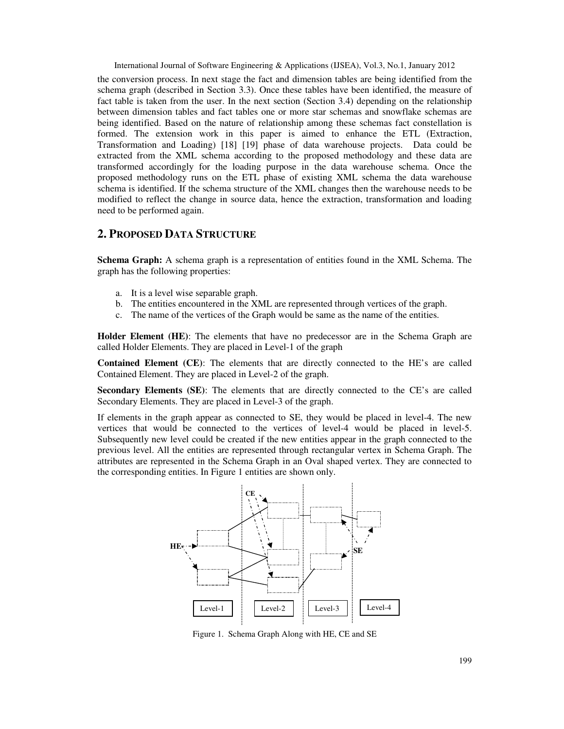the conversion process. In next stage the fact and dimension tables are being identified from the schema graph (described in Section 3.3). Once these tables have been identified, the measure of fact table is taken from the user. In the next section (Section 3.4) depending on the relationship between dimension tables and fact tables one or more star schemas and snowflake schemas are being identified. Based on the nature of relationship among these schemas fact constellation is formed. The extension work in this paper is aimed to enhance the ETL (Extraction, Transformation and Loading) [18] [19] phase of data warehouse projects. Data could be extracted from the XML schema according to the proposed methodology and these data are transformed accordingly for the loading purpose in the data warehouse schema. Once the proposed methodology runs on the ETL phase of existing XML schema the data warehouse schema is identified. If the schema structure of the XML changes then the warehouse needs to be modified to reflect the change in source data, hence the extraction, transformation and loading need to be performed again.

## 2. PROPOSED DATA STRUCTURE

**Schema Graph:** A schema graph is a representation of entities found in the XML Schema. The graph has the following properties:

a. It is a level wise separable graph.
b. The entities encountered in the XML are represented through vertices of the graph.
c. The name of the vertices of the Graph would be same as the name of the entities.

**Holder Element (HE)**: The elements that have no predecessor are in the Schema Graph are called Holder Elements. They are placed in Level-1 of the graph

**Contained Element (CE)**: The elements that are directly connected to the HE's are called Contained Element. They are placed in Level-2 of the graph.

**Secondary Elements (SE)**: The elements that are directly connected to the CE's are called Secondary Elements. They are placed in Level-3 of the graph.

If elements in the graph appear as connected to SE, they would be placed in level-4. The new vertices that would be connected to the vertices of level-4 would be placed in level-5. Subsequently new level could be created if the new entities appear in the graph connected to the previous level. All the entities are represented through rectangular vertex in Schema Graph. The attributes are represented in the Schema Graph in an Oval shaped vertex. They are connected to the corresponding entities. In Figure 1 entities are shown only.

Figure 1. Schema Graph Along with HE, CE and SE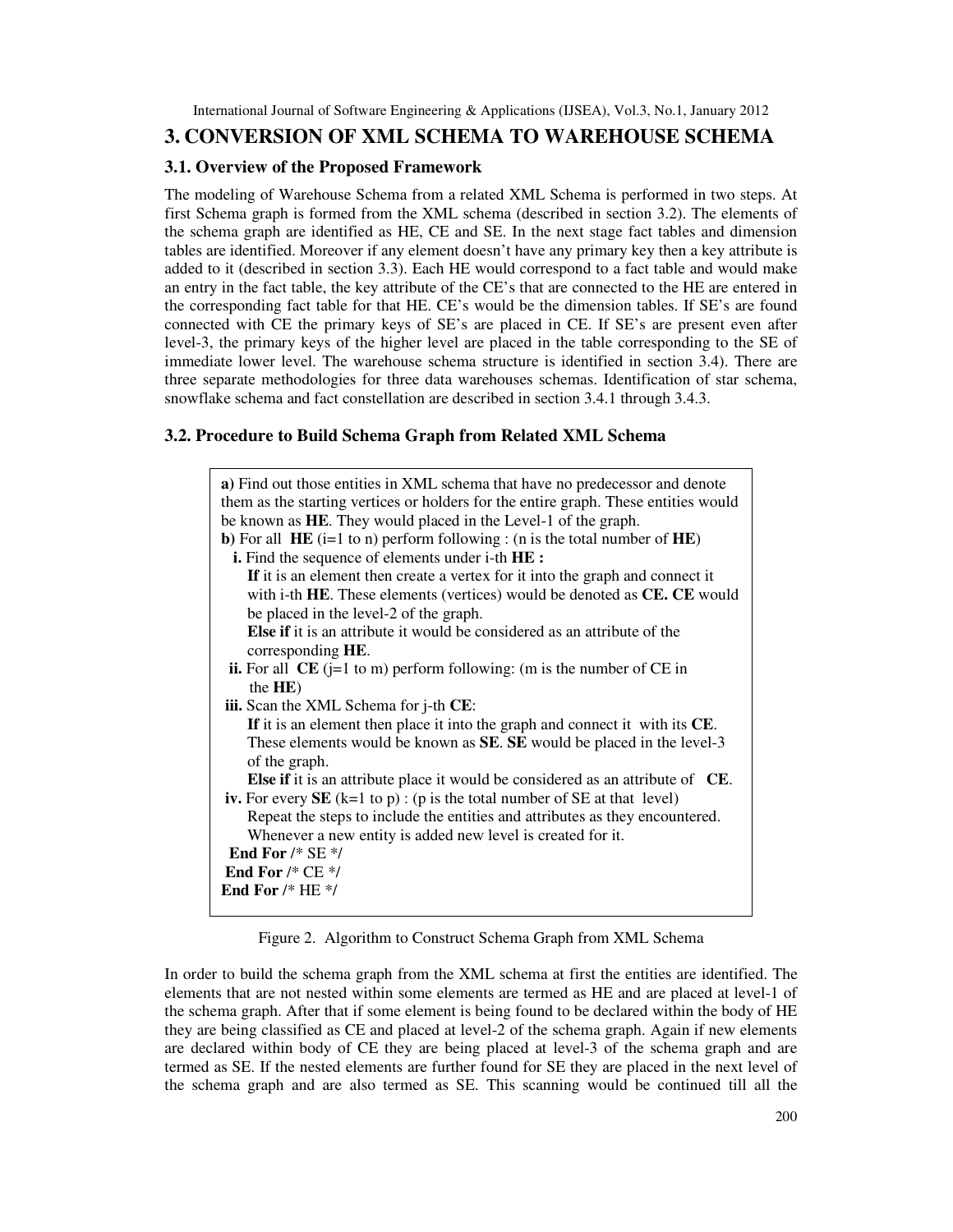## 3. CONVERSION OF XML SCHEMA TO WAREHOUSE SCHEMA

### 3.1. Overview of the Proposed Framework

The modeling of Warehouse Schema from a related XML Schema is performed in two steps. At first Schema graph is formed from the XML schema (described in section 3.2). The elements of the schema graph are identified as HE, CE and SE. In the next stage fact tables and dimension tables are identified. Moreover if any element doesn't have any primary key then a key attribute is added to it (described in section 3.3). Each HE would correspond to a fact table and would make an entry in the fact table, the key attribute of the CE's that are connected to the HE are entered in the corresponding fact table for that HE. CE's would be the dimension tables. If SE's are found connected with CE the primary keys of SE's are placed in CE. If SE's are present even after level-3, the primary keys of the higher level are placed in the table corresponding to the SE of immediate lower level. The warehouse schema structure is identified in section 3.4). There are three separate methodologies for three data warehouses schemas. Identification of star schema, snowflake schema and fact constellation are described in section 3.4.1 through 3.4.3.

### 3.2. Procedure to Build Schema Graph from Related XML Schema

**a)** Find out those entities in XML schema that have no predecessor and denote them as the starting vertices or holders for the entire graph. These entities would be known as **HE**. They would placed in the Level-1 of the graph.
**b)** For all **HE** (i=1 to n) perform following : (n is the total number of **HE**)
- **i.** Find the sequence of elements under i-th **HE :**
  **If** it is an element then create a vertex for it into the graph and connect it with i-th **HE**. These elements (vertices) would be denoted as **CE. CE** would be placed in the level-2 of the graph.
  **Else if** it is an attribute it would be considered as an attribute of the corresponding **HE**.
- **ii.** For all **CE** (j=1 to m) perform following: (m is the number of CE in the **HE**)
- **iii.** Scan the XML Schema for j-th **CE**:
  **If** it is an element then place it into the graph and connect it with its **CE**. These elements would be known as **SE**. **SE** would be placed in the level-3 of the graph.
  **Else if** it is an attribute place it would be considered as an attribute of **CE**.
- **iv.** For every **SE** (k=1 to p) : (p is the total number of SE at that level)
  Repeat the steps to include the entities and attributes as they encountered. Whenever a new entity is added new level is created for it.
  **End For** /* SE */
 **End For** /* CE */
**End For** /* HE */

Figure 2. Algorithm to Construct Schema Graph from XML Schema

In order to build the schema graph from the XML schema at first the entities are identified. The elements that are not nested within some elements are termed as HE and are placed at level-1 of the schema graph. After that if some element is being found to be declared within the body of HE they are being classified as CE and placed at level-2 of the schema graph. Again if new elements are declared within body of CE they are being placed at level-3 of the schema graph and are termed as SE. If the nested elements are further found for SE they are placed in the next level of the schema graph and are also termed as SE. This scanning would be continued till all the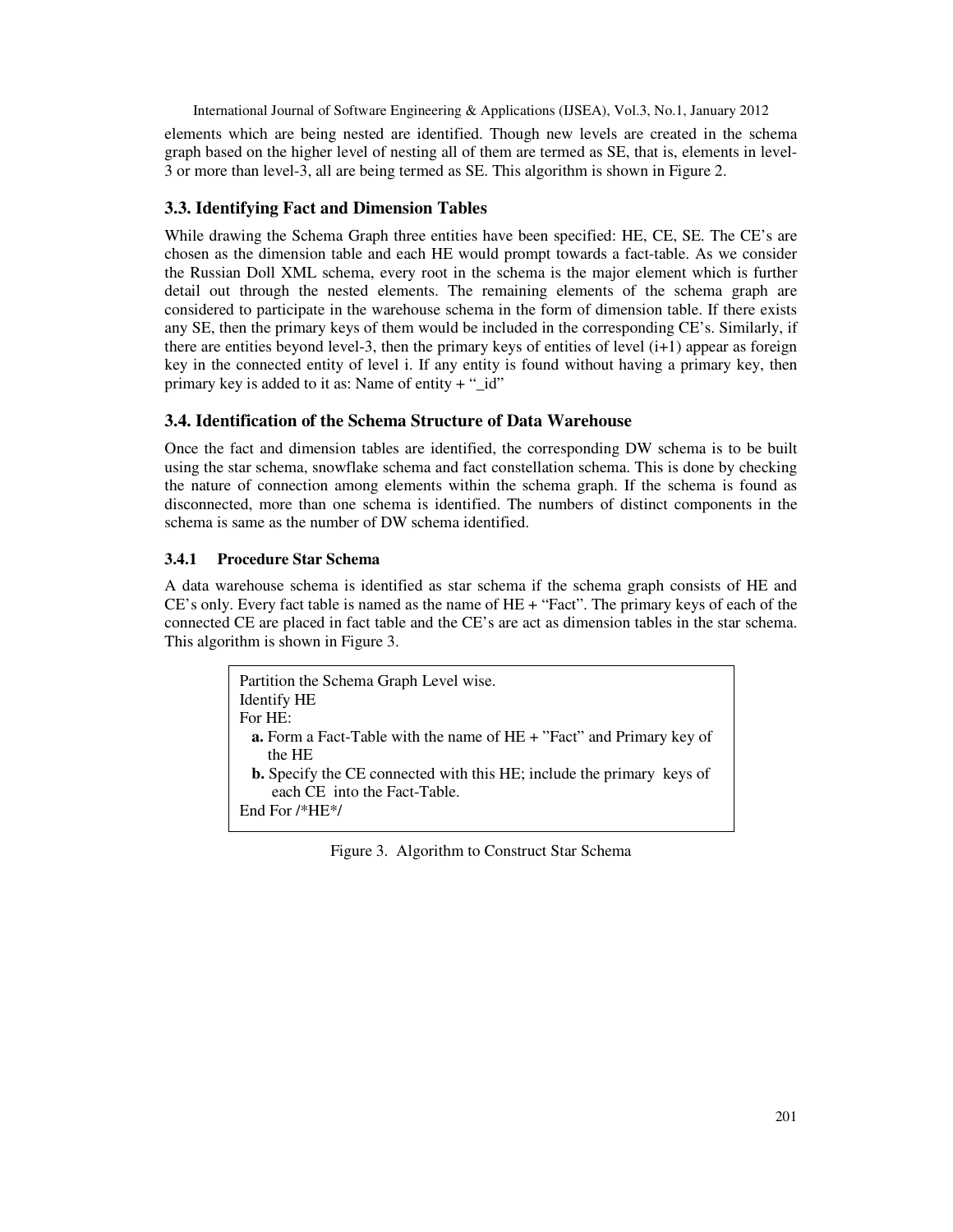elements which are being nested are identified. Though new levels are created in the schema graph based on the higher level of nesting all of them are termed as SE, that is, elements in level-3 or more than level-3, all are being termed as SE. This algorithm is shown in Figure 2.

## 3.3. Identifying Fact and Dimension Tables

While drawing the Schema Graph three entities have been specified: HE, CE, SE. The CE's are chosen as the dimension table and each HE would prompt towards a fact-table. As we consider the Russian Doll XML schema, every root in the schema is the major element which is further detail out through the nested elements. The remaining elements of the schema graph are considered to participate in the warehouse schema in the form of dimension table. If there exists any SE, then the primary keys of them would be included in the corresponding CE's. Similarly, if there are entities beyond level-3, then the primary keys of entities of level (i+1) appear as foreign key in the connected entity of level i. If any entity is found without having a primary key, then primary key is added to it as: Name of entity + "_id"

## 3.4. Identification of the Schema Structure of Data Warehouse

Once the fact and dimension tables are identified, the corresponding DW schema is to be built using the star schema, snowflake schema and fact constellation schema. This is done by checking the nature of connection among elements within the schema graph. If the schema is found as disconnected, more than one schema is identified. The numbers of distinct components in the schema is same as the number of DW schema identified.

### 3.4.1 Procedure Star Schema

A data warehouse schema is identified as star schema if the schema graph consists of HE and CE's only. Every fact table is named as the name of HE + "Fact". The primary keys of each of the connected CE are placed in fact table and the CE's are act as dimension tables in the star schema. This algorithm is shown in Figure 3.

```
Partition the Schema Graph Level wise.
Identify HE
For HE:
  a. Form a Fact-Table with the name of HE + "Fact" and Primary key of
     the HE
  b. Specify the CE connected with this HE; include the primary keys of
     each CE into the Fact-Table.
End For /*HE*/
```

Figure 3. Algorithm to Construct Star Schema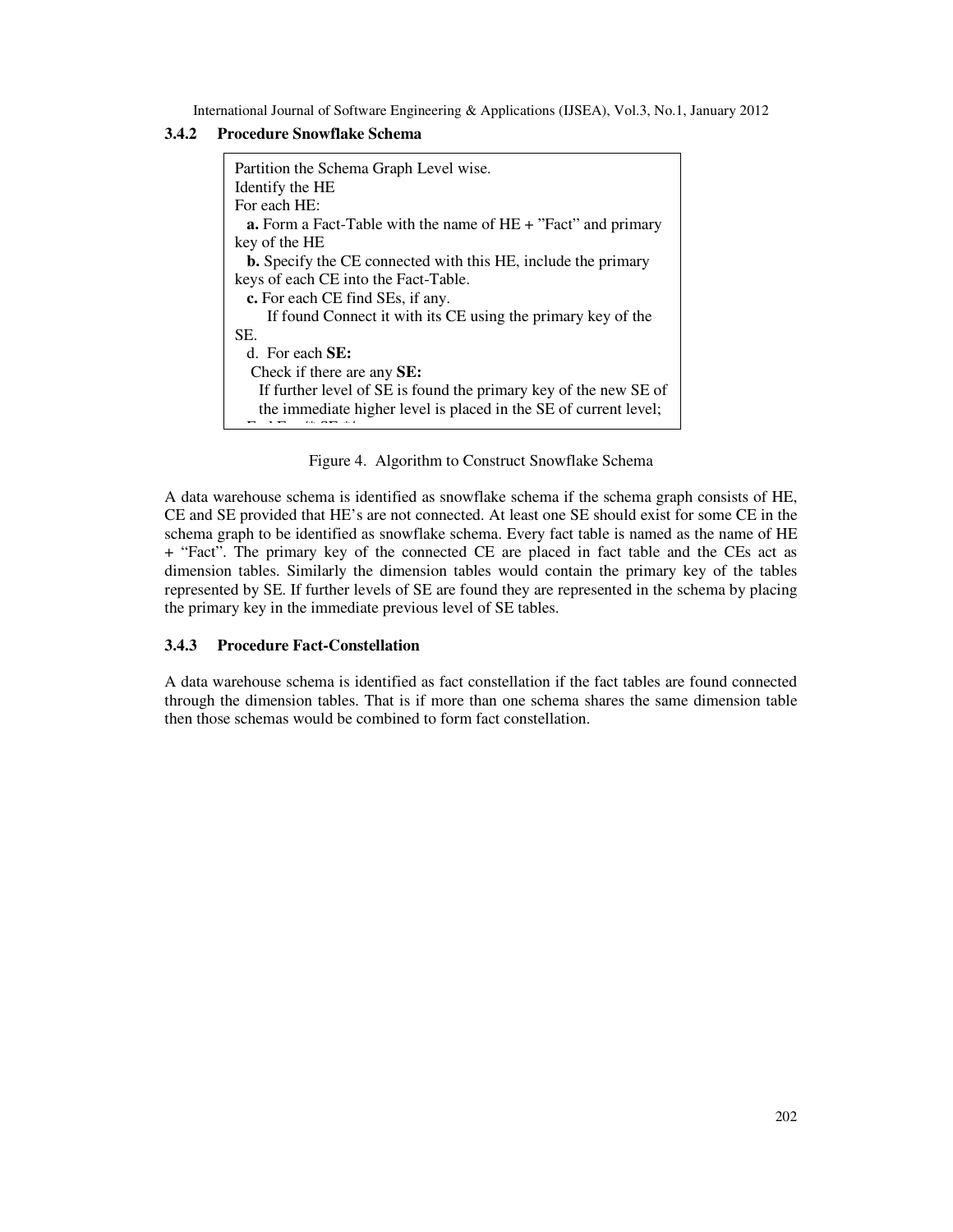### 3.4.2 Procedure Snowflake Schema

```
Partition the Schema Graph Level wise.
Identify the HE
For each HE:
  a. Form a Fact-Table with the name of HE + "Fact" and primary
key of the HE
  b. Specify the CE connected with this HE, include the primary
keys of each CE into the Fact-Table.
  c. For each CE find SEs, if any.
     If found Connect it with its CE using the primary key of the
SE.
  d. For each SE:
   Check if there are any SE:
    If further level of SE is found the primary key of the new SE of
    the immediate higher level is placed in the SE of current level;
```

Figure 4. Algorithm to Construct Snowflake Schema

A data warehouse schema is identified as snowflake schema if the schema graph consists of HE, CE and SE provided that HE's are not connected. At least one SE should exist for some CE in the schema graph to be identified as snowflake schema. Every fact table is named as the name of HE + "Fact". The primary key of the connected CE are placed in fact table and the CEs act as dimension tables. Similarly the dimension tables would contain the primary key of the tables represented by SE. If further levels of SE are found they are represented in the schema by placing the primary key in the immediate previous level of SE tables.

### 3.4.3 Procedure Fact-Constellation

A data warehouse schema is identified as fact constellation if the fact tables are found connected through the dimension tables. That is if more than one schema shares the same dimension table then those schemas would be combined to form fact constellation.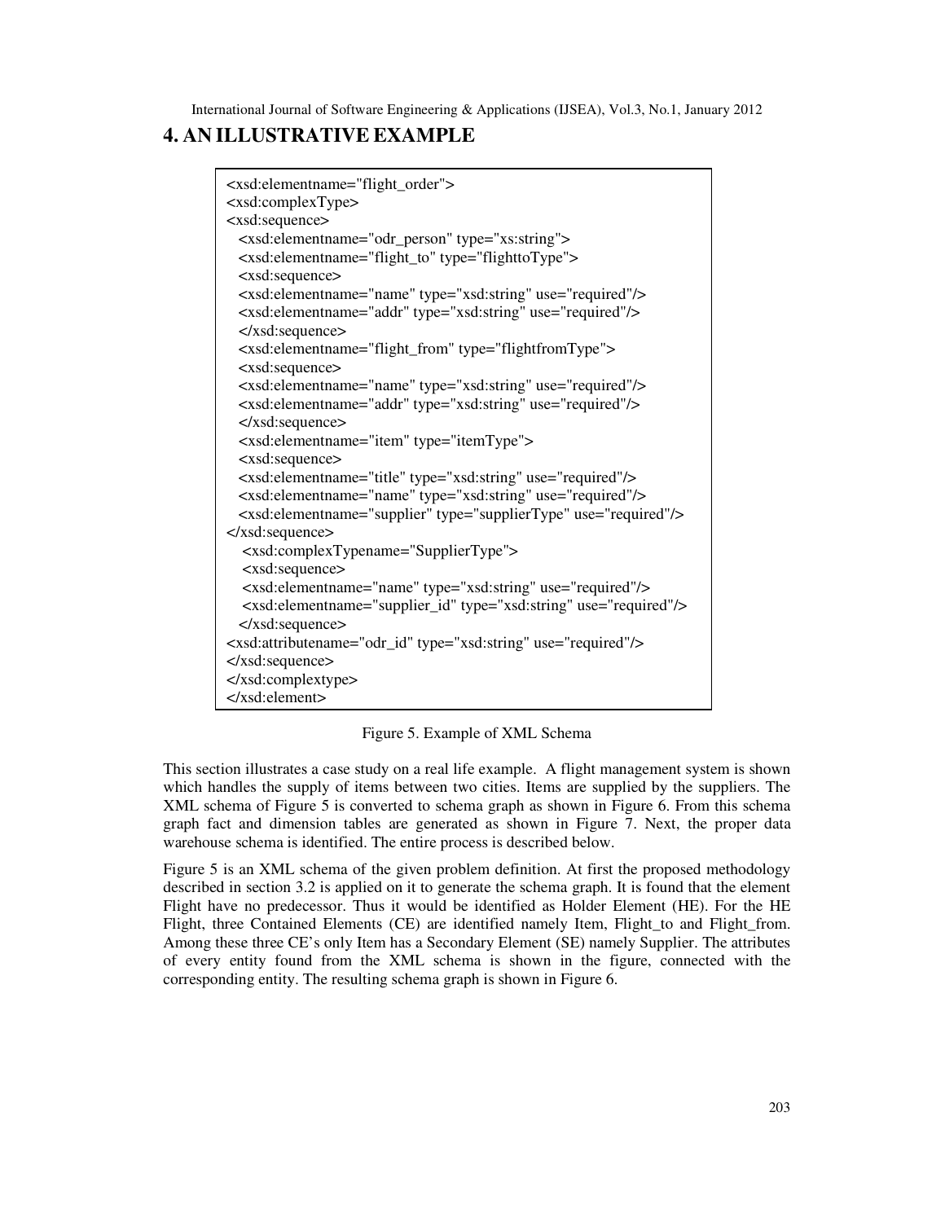# 4. AN ILLUSTRATIVE EXAMPLE

```
<xsd:elementname="flight_order">
<xsd:complexType>
<xsd:sequence>
  <xsd:elementname="odr_person" type="xs:string">
  <xsd:elementname="flight_to" type="flighttoType">
  <xsd:sequence>
  <xsd:elementname="name" type="xsd:string" use="required"/>
  <xsd:elementname="addr" type="xsd:string" use="required"/>
  </xsd:sequence>
  <xsd:elementname="flight_from" type="flightfromType">
  <xsd:sequence>
  <xsd:elementname="name" type="xsd:string" use="required"/>
  <xsd:elementname="addr" type="xsd:string" use="required"/>
  </xsd:sequence>
  <xsd:elementname="item" type="itemType">
  <xsd:sequence>
  <xsd:elementname="title" type="xsd:string" use="required"/>
  <xsd:elementname="name" type="xsd:string" use="required"/>
  <xsd:elementname="supplier" type="supplierType" use="required"/>
</xsd:sequence>
   <xsd:complexTypename="SupplierType">
   <xsd:sequence>
   <xsd:elementname="name" type="xsd:string" use="required"/>
   <xsd:elementname="supplier_id" type="xsd:string" use="required"/>
  </xsd:sequence>
<xsd:attributename="odr_id" type="xsd:string" use="required"/>
</xsd:sequence>
</xsd:complextype>
</xsd:element>
```

Figure 5. Example of XML Schema

This section illustrates a case study on a real life example. A flight management system is shown which handles the supply of items between two cities. Items are supplied by the suppliers. The XML schema of Figure 5 is converted to schema graph as shown in Figure 6. From this schema graph fact and dimension tables are generated as shown in Figure 7. Next, the proper data warehouse schema is identified. The entire process is described below.

Figure 5 is an XML schema of the given problem definition. At first the proposed methodology described in section 3.2 is applied on it to generate the schema graph. It is found that the element Flight have no predecessor. Thus it would be identified as Holder Element (HE). For the HE Flight, three Contained Elements (CE) are identified namely Item, Flight_to and Flight_from. Among these three CE's only Item has a Secondary Element (SE) namely Supplier. The attributes of every entity found from the XML schema is shown in the figure, connected with the corresponding entity. The resulting schema graph is shown in Figure 6.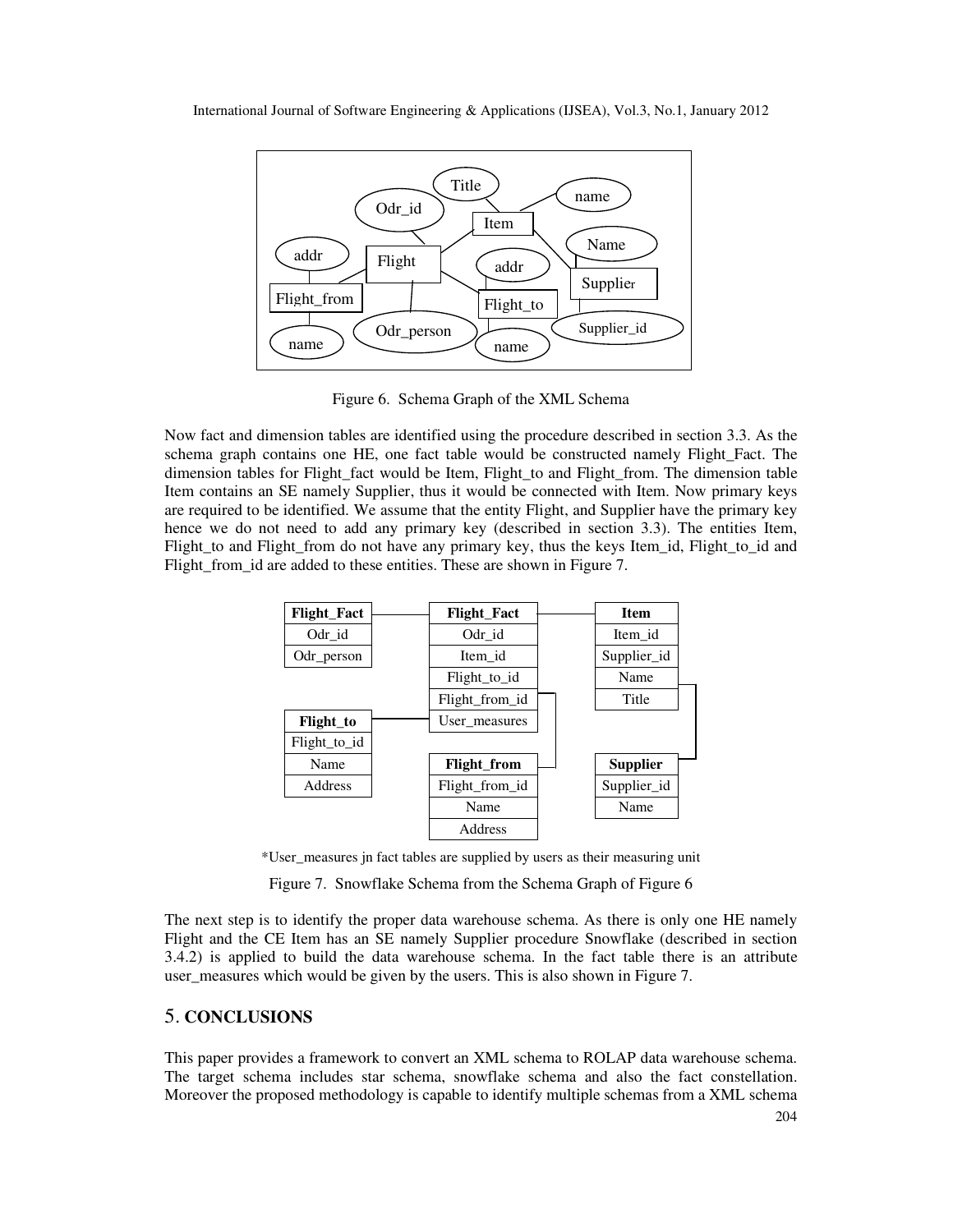Figure 6. Schema Graph of the XML Schema

Now fact and dimension tables are identified using the procedure described in section 3.3. As the schema graph contains one HE, one fact table would be constructed namely Flight_Fact. The dimension tables for Flight_fact would be Item, Flight_to and Flight_from. The dimension table Item contains an SE namely Supplier, thus it would be connected with Item. Now primary keys are required to be identified. We assume that the entity Flight, and Supplier have the primary key hence we do not need to add any primary key (described in section 3.3). The entities Item, Flight_to and Flight_from do not have any primary key, thus the keys Item_id, Flight_to_id and Flight_from_id are added to these entities. These are shown in Figure 7.

| **Flight_Fact** |
| --- |
| Odr_id |
| Odr_person |

| **Flight_Fact** |
| --- |
| Odr_id |
| Item_id |
| Flight_to_id |
| Flight_from_id |
| User_measures |

| **Item** |
| --- |
| Item_id |
| Supplier_id |
| Name |
| Title |

| **Flight_to** |
| --- |
| Flight_to_id |
| Name |
| Address |

| **Flight_from** |
| --- |
| Flight_from_id |
| Name |
| Address |

| **Supplier** |
| --- |
| Supplier_id |
| Name |

*User_measures jn fact tables are supplied by users as their measuring unit

Figure 7. Snowflake Schema from the Schema Graph of Figure 6

The next step is to identify the proper data warehouse schema. As there is only one HE namely Flight and the CE Item has an SE namely Supplier procedure Snowflake (described in section 3.4.2) is applied to build the data warehouse schema. In the fact table there is an attribute user_measures which would be given by the users. This is also shown in Figure 7.

## 5. CONCLUSIONS

This paper provides a framework to convert an XML schema to ROLAP data warehouse schema. The target schema includes star schema, snowflake schema and also the fact constellation. Moreover the proposed methodology is capable to identify multiple schemas from a XML schema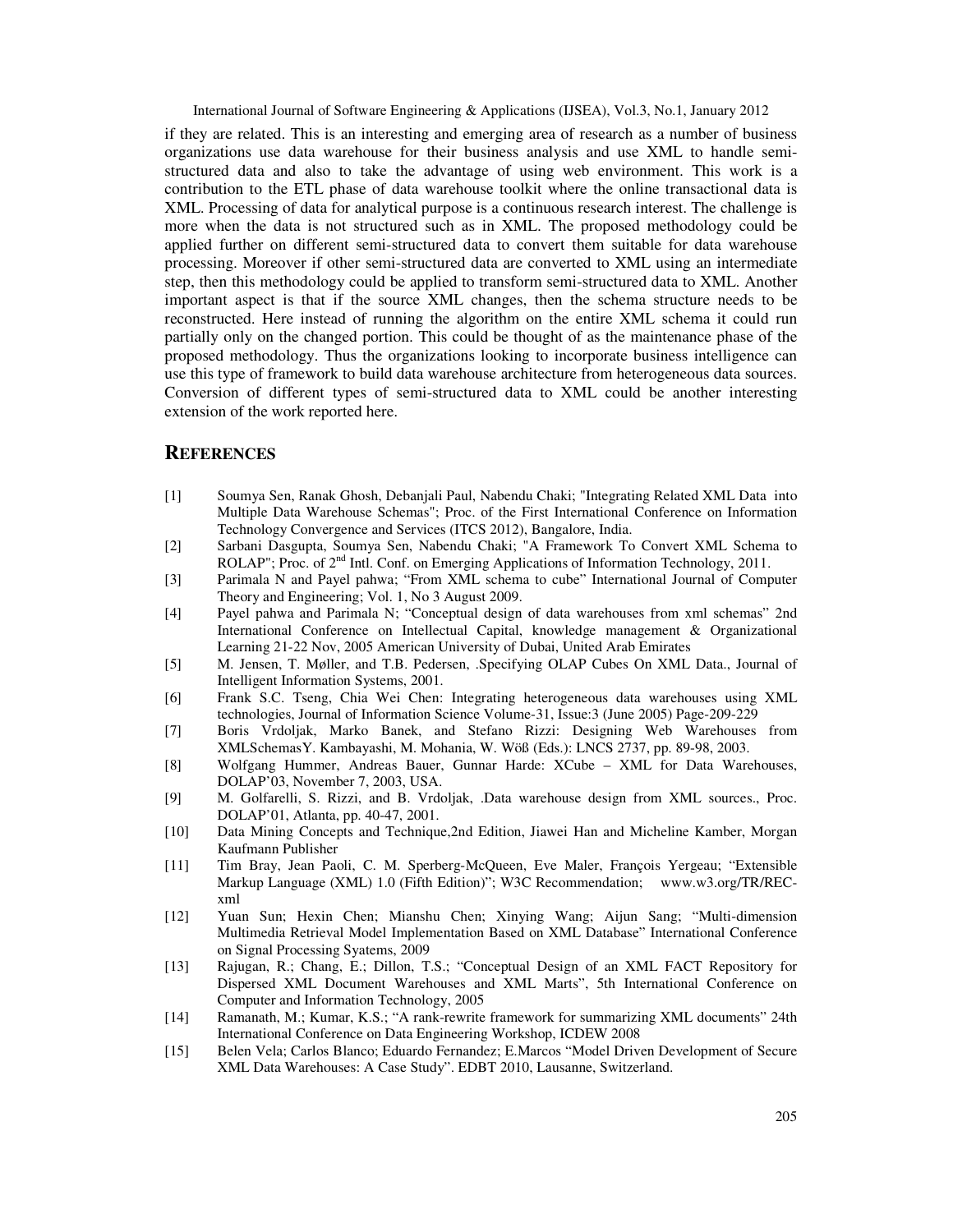if they are related. This is an interesting and emerging area of research as a number of business organizations use data warehouse for their business analysis and use XML to handle semi-structured data and also to take the advantage of using web environment. This work is a contribution to the ETL phase of data warehouse toolkit where the online transactional data is XML. Processing of data for analytical purpose is a continuous research interest. The challenge is more when the data is not structured such as in XML. The proposed methodology could be applied further on different semi-structured data to convert them suitable for data warehouse processing. Moreover if other semi-structured data are converted to XML using an intermediate step, then this methodology could be applied to transform semi-structured data to XML. Another important aspect is that if the source XML changes, then the schema structure needs to be reconstructed. Here instead of running the algorithm on the entire XML schema it could run partially only on the changed portion. This could be thought of as the maintenance phase of the proposed methodology. Thus the organizations looking to incorporate business intelligence can use this type of framework to build data warehouse architecture from heterogeneous data sources. Conversion of different types of semi-structured data to XML could be another interesting extension of the work reported here.

## REFERENCES

[1] Soumya Sen, Ranak Ghosh, Debanjali Paul, Nabendu Chaki; "Integrating Related XML Data into Multiple Data Warehouse Schemas"; Proc. of the First International Conference on Information Technology Convergence and Services (ITCS 2012), Bangalore, India.

[2] Sarbani Dasgupta, Soumya Sen, Nabendu Chaki; "A Framework To Convert XML Schema to ROLAP"; Proc. of 2nd Intl. Conf. on Emerging Applications of Information Technology, 2011.

[3] Parimala N and Payel pahwa; "From XML schema to cube" International Journal of Computer Theory and Engineering; Vol. 1, No 3 August 2009.

[4] Payel pahwa and Parimala N; "Conceptual design of data warehouses from xml schemas" 2nd International Conference on Intellectual Capital, knowledge management & Organizational Learning 21-22 Nov, 2005 American University of Dubai, United Arab Emirates

[5] M. Jensen, T. Møller, and T.B. Pedersen, .Specifying OLAP Cubes On XML Data., Journal of Intelligent Information Systems, 2001.

[6] Frank S.C. Tseng, Chia Wei Chen: Integrating heterogeneous data warehouses using XML technologies, Journal of Information Science Volume-31, Issue:3 (June 2005) Page-209-229

[7] Boris Vrdoljak, Marko Banek, and Stefano Rizzi: Designing Web Warehouses from XMLSchemasY. Kambayashi, M. Mohania, W. Wöß (Eds.): LNCS 2737, pp. 89-98, 2003.

[8] Wolfgang Hummer, Andreas Bauer, Gunnar Harde: XCube – XML for Data Warehouses, DOLAP'03, November 7, 2003, USA.

[9] M. Golfarelli, S. Rizzi, and B. Vrdoljak, .Data warehouse design from XML sources., Proc. DOLAP'01, Atlanta, pp. 40-47, 2001.

[10] Data Mining Concepts and Technique,2nd Edition, Jiawei Han and Micheline Kamber, Morgan Kaufmann Publisher

[11] Tim Bray, Jean Paoli, C. M. Sperberg-McQueen, Eve Maler, François Yergeau; "Extensible Markup Language (XML) 1.0 (Fifth Edition)"; W3C Recommendation; www.w3.org/TR/REC-xml

[12] Yuan Sun; Hexin Chen; Mianshu Chen; Xinying Wang; Aijun Sang; "Multi-dimension Multimedia Retrieval Model Implementation Based on XML Database" International Conference on Signal Processing Syatems, 2009

[13] Rajugan, R.; Chang, E.; Dillon, T.S.; "Conceptual Design of an XML FACT Repository for Dispersed XML Document Warehouses and XML Marts", 5th International Conference on Computer and Information Technology, 2005

[14] Ramanath, M.; Kumar, K.S.; "A rank-rewrite framework for summarizing XML documents" 24th International Conference on Data Engineering Workshop, ICDEW 2008

[15] Belen Vela; Carlos Blanco; Eduardo Fernandez; E.Marcos "Model Driven Development of Secure XML Data Warehouses: A Case Study". EDBT 2010, Lausanne, Switzerland.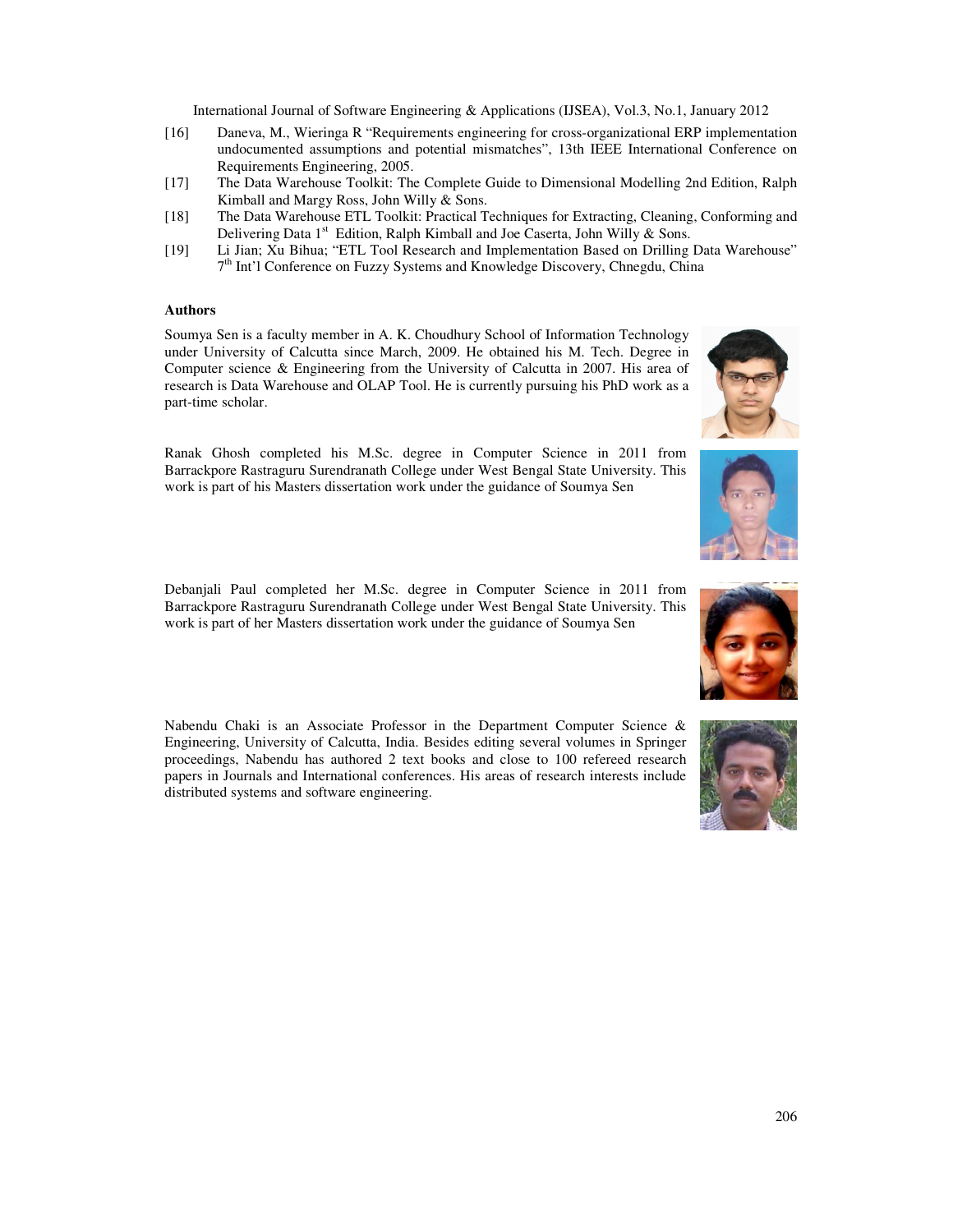[16] Daneva, M., Wieringa R "Requirements engineering for cross-organizational ERP implementation undocumented assumptions and potential mismatches", 13th IEEE International Conference on Requirements Engineering, 2005.

[17] The Data Warehouse Toolkit: The Complete Guide to Dimensional Modelling 2nd Edition, Ralph Kimball and Margy Ross, John Willy & Sons.

[18] The Data Warehouse ETL Toolkit: Practical Techniques for Extracting, Cleaning, Conforming and Delivering Data 1st Edition, Ralph Kimball and Joe Caserta, John Willy & Sons.

[19] Li Jian; Xu Bihua; "ETL Tool Research and Implementation Based on Drilling Data Warehouse" 7th Int'l Conference on Fuzzy Systems and Knowledge Discovery, Chnegdu, China

**Authors**

Soumya Sen is a faculty member in A. K. Choudhury School of Information Technology under University of Calcutta since March, 2009. He obtained his M. Tech. Degree in Computer science & Engineering from the University of Calcutta in 2007. His area of research is Data Warehouse and OLAP Tool. He is currently pursuing his PhD work as a part-time scholar.

Ranak Ghosh completed his M.Sc. degree in Computer Science in 2011 from Barrackpore Rastraguru Surendranath College under West Bengal State University. This work is part of his Masters dissertation work under the guidance of Soumya Sen

Debanjali Paul completed her M.Sc. degree in Computer Science in 2011 from Barrackpore Rastraguru Surendranath College under West Bengal State University. This work is part of her Masters dissertation work under the guidance of Soumya Sen

Nabendu Chaki is an Associate Professor in the Department Computer Science & Engineering, University of Calcutta, India. Besides editing several volumes in Springer proceedings, Nabendu has authored 2 text books and close to 100 refereed research papers in Journals and International conferences. His areas of research interests include distributed systems and software engineering.